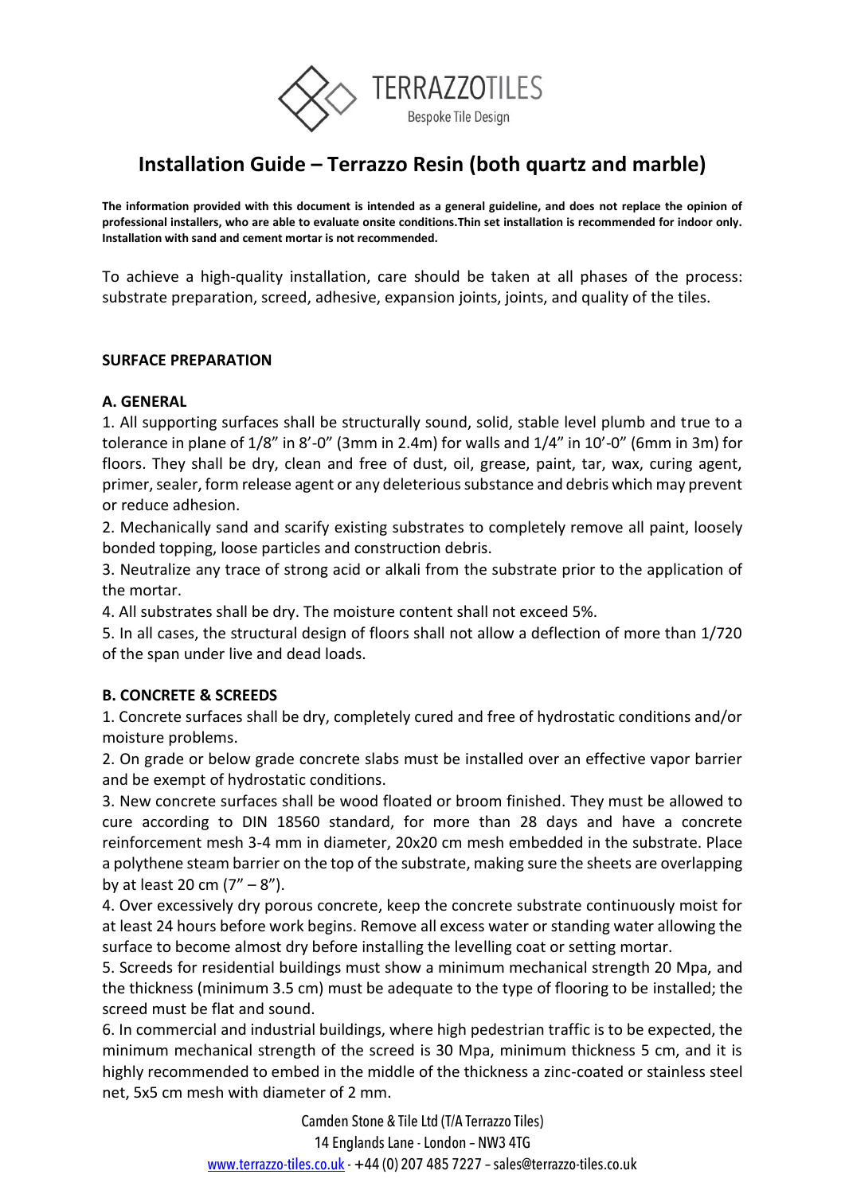TERRAZZOTILES

Bespoke Tile Design

# Installation Guide – Terrazzo Resin (both quartz and marble)

**The information provided with this document is intended as a general guideline, and does not replace the opinion of professional installers, who are able to evaluate onsite conditions.Thin set installation is recommended for indoor only. Installation with sand and cement mortar is not recommended.**

To achieve a high-quality installation, care should be taken at all phases of the process: substrate preparation, screed, adhesive, expansion joints, joints, and quality of the tiles.

## SURFACE PREPARATION

### A. GENERAL

1. All supporting surfaces shall be structurally sound, solid, stable level plumb and true to a tolerance in plane of 1/8" in 8'-0" (3mm in 2.4m) for walls and 1/4" in 10'-0" (6mm in 3m) for floors. They shall be dry, clean and free of dust, oil, grease, paint, tar, wax, curing agent, primer, sealer, form release agent or any deleterious substance and debris which may prevent or reduce adhesion.
2. Mechanically sand and scarify existing substrates to completely remove all paint, loosely bonded topping, loose particles and construction debris.
3. Neutralize any trace of strong acid or alkali from the substrate prior to the application of the mortar.
4. All substrates shall be dry. The moisture content shall not exceed 5%.
5. In all cases, the structural design of floors shall not allow a deflection of more than 1/720 of the span under live and dead loads.

### B. CONCRETE & SCREEDS

1. Concrete surfaces shall be dry, completely cured and free of hydrostatic conditions and/or moisture problems.
2. On grade or below grade concrete slabs must be installed over an effective vapor barrier and be exempt of hydrostatic conditions.
3. New concrete surfaces shall be wood floated or broom finished. They must be allowed to cure according to DIN 18560 standard, for more than 28 days and have a concrete reinforcement mesh 3-4 mm in diameter, 20x20 cm mesh embedded in the substrate. Place a polythene steam barrier on the top of the substrate, making sure the sheets are overlapping by at least 20 cm (7" – 8").
4. Over excessively dry porous concrete, keep the concrete substrate continuously moist for at least 24 hours before work begins. Remove all excess water or standing water allowing the surface to become almost dry before installing the levelling coat or setting mortar.
5. Screeds for residential buildings must show a minimum mechanical strength 20 Mpa, and the thickness (minimum 3.5 cm) must be adequate to the type of flooring to be installed; the screed must be flat and sound.
6. In commercial and industrial buildings, where high pedestrian traffic is to be expected, the minimum mechanical strength of the screed is 30 Mpa, minimum thickness 5 cm, and it is highly recommended to embed in the middle of the thickness a zinc-coated or stainless steel net, 5x5 cm mesh with diameter of 2 mm.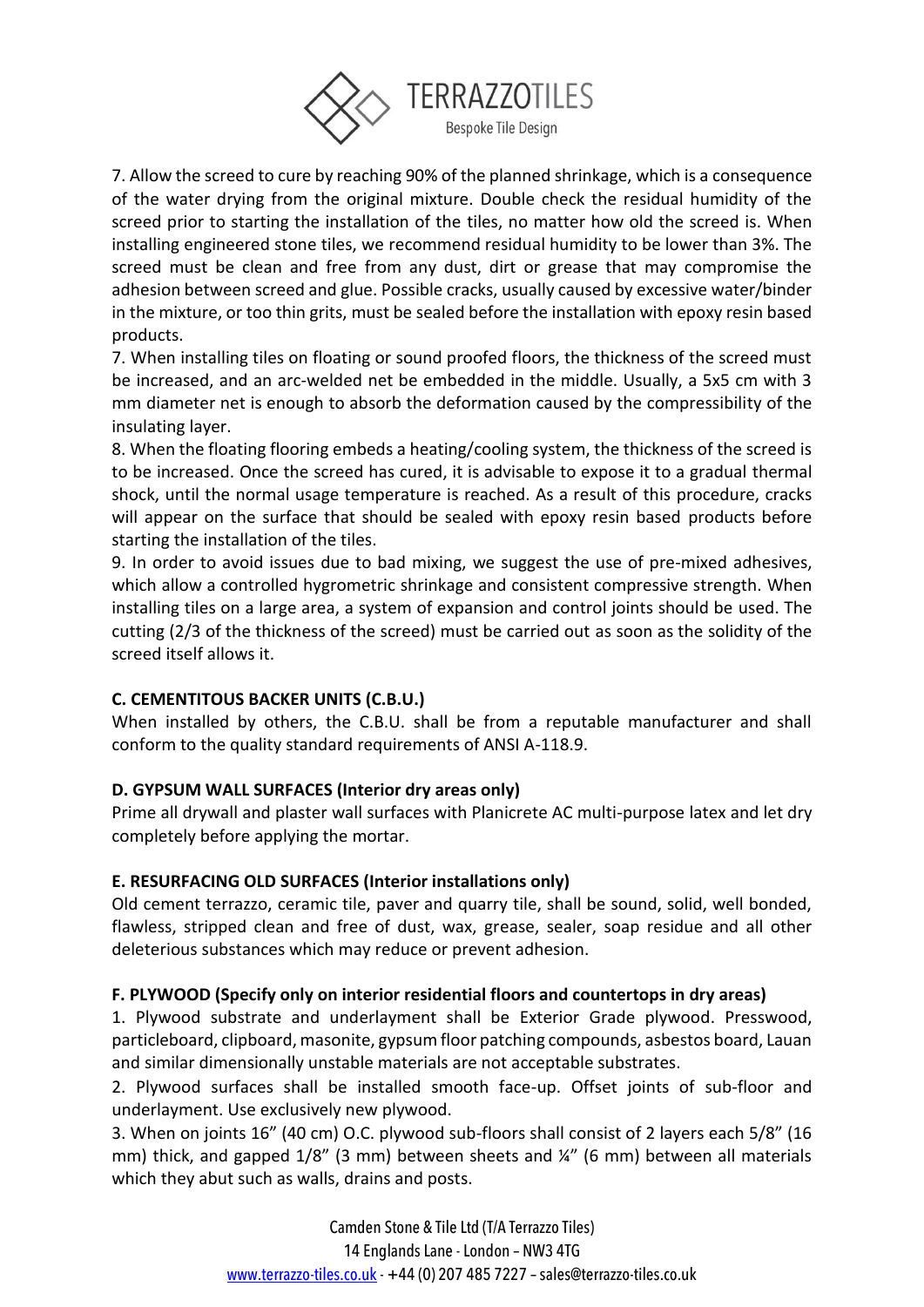7. Allow the screed to cure by reaching 90% of the planned shrinkage, which is a consequence of the water drying from the original mixture. Double check the residual humidity of the screed prior to starting the installation of the tiles, no matter how old the screed is. When installing engineered stone tiles, we recommend residual humidity to be lower than 3%. The screed must be clean and free from any dust, dirt or grease that may compromise the adhesion between screed and glue. Possible cracks, usually caused by excessive water/binder in the mixture, or too thin grits, must be sealed before the installation with epoxy resin based products.

7. When installing tiles on floating or sound proofed floors, the thickness of the screed must be increased, and an arc-welded net be embedded in the middle. Usually, a 5x5 cm with 3 mm diameter net is enough to absorb the deformation caused by the compressibility of the insulating layer.

8. When the floating flooring embeds a heating/cooling system, the thickness of the screed is to be increased. Once the screed has cured, it is advisable to expose it to a gradual thermal shock, until the normal usage temperature is reached. As a result of this procedure, cracks will appear on the surface that should be sealed with epoxy resin based products before starting the installation of the tiles.

9. In order to avoid issues due to bad mixing, we suggest the use of pre-mixed adhesives, which allow a controlled hygrometric shrinkage and consistent compressive strength. When installing tiles on a large area, a system of expansion and control joints should be used. The cutting (2/3 of the thickness of the screed) must be carried out as soon as the solidity of the screed itself allows it.

**C. CEMENTITOUS BACKER UNITS (C.B.U.)**

When installed by others, the C.B.U. shall be from a reputable manufacturer and shall conform to the quality standard requirements of ANSI A-118.9.

**D. GYPSUM WALL SURFACES (Interior dry areas only)**

Prime all drywall and plaster wall surfaces with Planicrete AC multi-purpose latex and let dry completely before applying the mortar.

**E. RESURFACING OLD SURFACES (Interior installations only)**

Old cement terrazzo, ceramic tile, paver and quarry tile, shall be sound, solid, well bonded, flawless, stripped clean and free of dust, wax, grease, sealer, soap residue and all other deleterious substances which may reduce or prevent adhesion.

**F. PLYWOOD (Specify only on interior residential floors and countertops in dry areas)**

1. Plywood substrate and underlayment shall be Exterior Grade plywood. Presswood, particleboard, clipboard, masonite, gypsum floor patching compounds, asbestos board, Lauan and similar dimensionally unstable materials are not acceptable substrates.

2. Plywood surfaces shall be installed smooth face-up. Offset joints of sub-floor and underlayment. Use exclusively new plywood.

3. When on joints 16" (40 cm) O.C. plywood sub-floors shall consist of 2 layers each 5/8" (16 mm) thick, and gapped 1/8" (3 mm) between sheets and ¼" (6 mm) between all materials which they abut such as walls, drains and posts.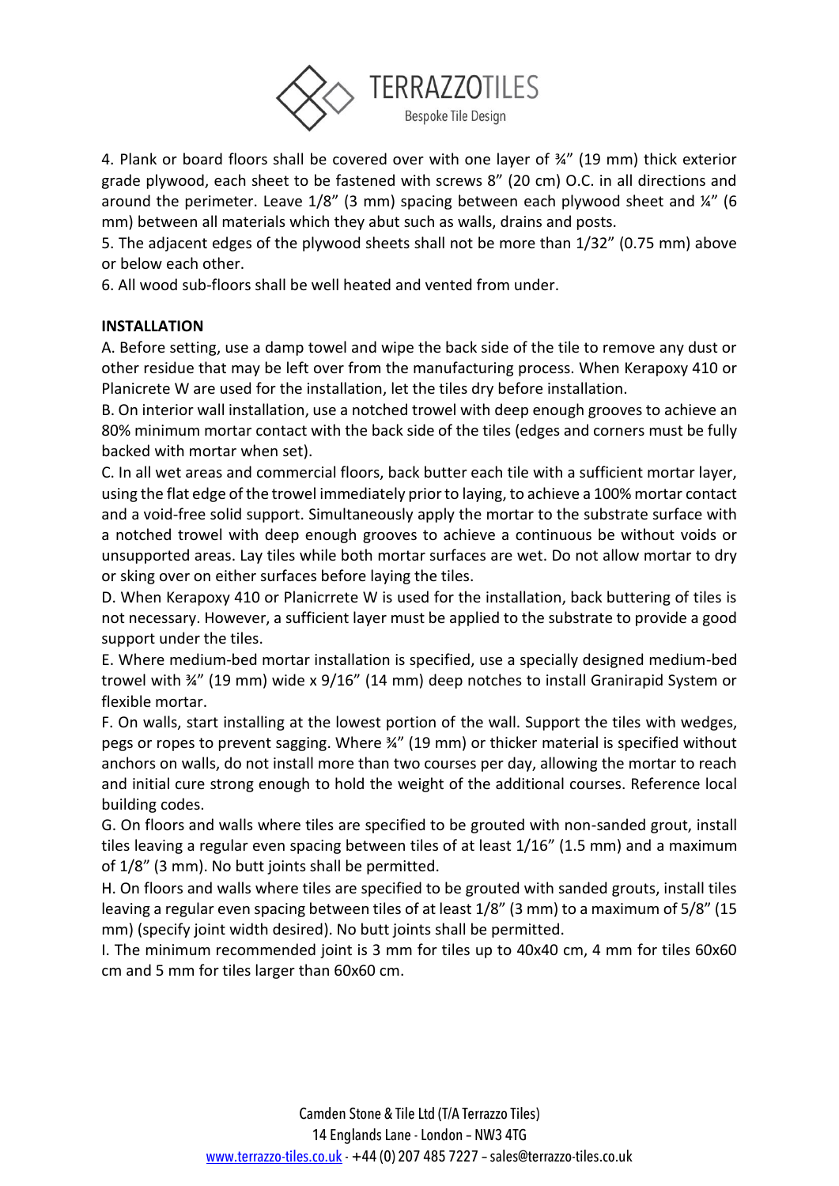4. Plank or board floors shall be covered over with one layer of ¾" (19 mm) thick exterior grade plywood, each sheet to be fastened with screws 8" (20 cm) O.C. in all directions and around the perimeter. Leave 1/8" (3 mm) spacing between each plywood sheet and ¼" (6 mm) between all materials which they abut such as walls, drains and posts.

5. The adjacent edges of the plywood sheets shall not be more than 1/32" (0.75 mm) above or below each other.

6. All wood sub-floors shall be well heated and vented from under.

**INSTALLATION**

A. Before setting, use a damp towel and wipe the back side of the tile to remove any dust or other residue that may be left over from the manufacturing process. When Kerapoxy 410 or Planicrete W are used for the installation, let the tiles dry before installation.

B. On interior wall installation, use a notched trowel with deep enough grooves to achieve an 80% minimum mortar contact with the back side of the tiles (edges and corners must be fully backed with mortar when set).

C. In all wet areas and commercial floors, back butter each tile with a sufficient mortar layer, using the flat edge of the trowel immediately prior to laying, to achieve a 100% mortar contact and a void-free solid support. Simultaneously apply the mortar to the substrate surface with a notched trowel with deep enough grooves to achieve a continuous be without voids or unsupported areas. Lay tiles while both mortar surfaces are wet. Do not allow mortar to dry or sking over on either surfaces before laying the tiles.

D. When Kerapoxy 410 or Planicrrete W is used for the installation, back buttering of tiles is not necessary. However, a sufficient layer must be applied to the substrate to provide a good support under the tiles.

E. Where medium-bed mortar installation is specified, use a specially designed medium-bed trowel with ¾" (19 mm) wide x 9/16" (14 mm) deep notches to install Granirapid System or flexible mortar.

F. On walls, start installing at the lowest portion of the wall. Support the tiles with wedges, pegs or ropes to prevent sagging. Where ¾" (19 mm) or thicker material is specified without anchors on walls, do not install more than two courses per day, allowing the mortar to reach and initial cure strong enough to hold the weight of the additional courses. Reference local building codes.

G. On floors and walls where tiles are specified to be grouted with non-sanded grout, install tiles leaving a regular even spacing between tiles of at least 1/16" (1.5 mm) and a maximum of 1/8" (3 mm). No butt joints shall be permitted.

H. On floors and walls where tiles are specified to be grouted with sanded grouts, install tiles leaving a regular even spacing between tiles of at least 1/8" (3 mm) to a maximum of 5/8" (15 mm) (specify joint width desired). No butt joints shall be permitted.

I. The minimum recommended joint is 3 mm for tiles up to 40x40 cm, 4 mm for tiles 60x60 cm and 5 mm for tiles larger than 60x60 cm.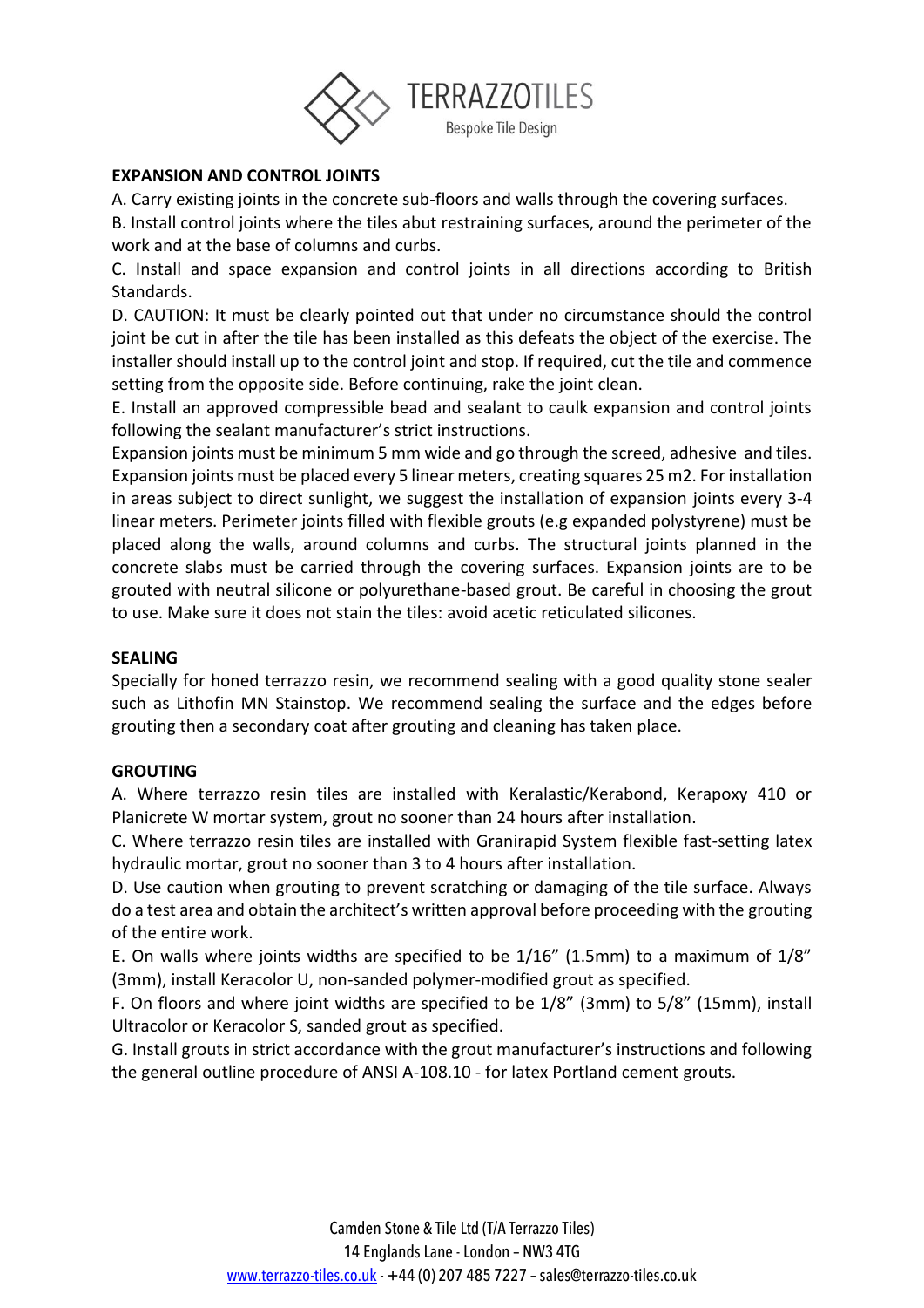## EXPANSION AND CONTROL JOINTS

A. Carry existing joints in the concrete sub-floors and walls through the covering surfaces.

B. Install control joints where the tiles abut restraining surfaces, around the perimeter of the work and at the base of columns and curbs.

C. Install and space expansion and control joints in all directions according to British Standards.

D. CAUTION: It must be clearly pointed out that under no circumstance should the control joint be cut in after the tile has been installed as this defeats the object of the exercise. The installer should install up to the control joint and stop. If required, cut the tile and commence setting from the opposite side. Before continuing, rake the joint clean.

E. Install an approved compressible bead and sealant to caulk expansion and control joints following the sealant manufacturer's strict instructions.

Expansion joints must be minimum 5 mm wide and go through the screed, adhesive and tiles. Expansion joints must be placed every 5 linear meters, creating squares 25 m2. For installation in areas subject to direct sunlight, we suggest the installation of expansion joints every 3-4 linear meters. Perimeter joints filled with flexible grouts (e.g expanded polystyrene) must be placed along the walls, around columns and curbs. The structural joints planned in the concrete slabs must be carried through the covering surfaces. Expansion joints are to be grouted with neutral silicone or polyurethane-based grout. Be careful in choosing the grout to use. Make sure it does not stain the tiles: avoid acetic reticulated silicones.

## SEALING

Specially for honed terrazzo resin, we recommend sealing with a good quality stone sealer such as Lithofin MN Stainstop. We recommend sealing the surface and the edges before grouting then a secondary coat after grouting and cleaning has taken place.

## GROUTING

A. Where terrazzo resin tiles are installed with Keralastic/Kerabond, Kerapoxy 410 or Planicrete W mortar system, grout no sooner than 24 hours after installation.

C. Where terrazzo resin tiles are installed with Granirapid System flexible fast-setting latex hydraulic mortar, grout no sooner than 3 to 4 hours after installation.

D. Use caution when grouting to prevent scratching or damaging of the tile surface. Always do a test area and obtain the architect's written approval before proceeding with the grouting of the entire work.

E. On walls where joints widths are specified to be 1/16" (1.5mm) to a maximum of 1/8" (3mm), install Keracolor U, non-sanded polymer-modified grout as specified.

F. On floors and where joint widths are specified to be 1/8" (3mm) to 5/8" (15mm), install Ultracolor or Keracolor S, sanded grout as specified.

G. Install grouts in strict accordance with the grout manufacturer's instructions and following the general outline procedure of ANSI A-108.10 - for latex Portland cement grouts.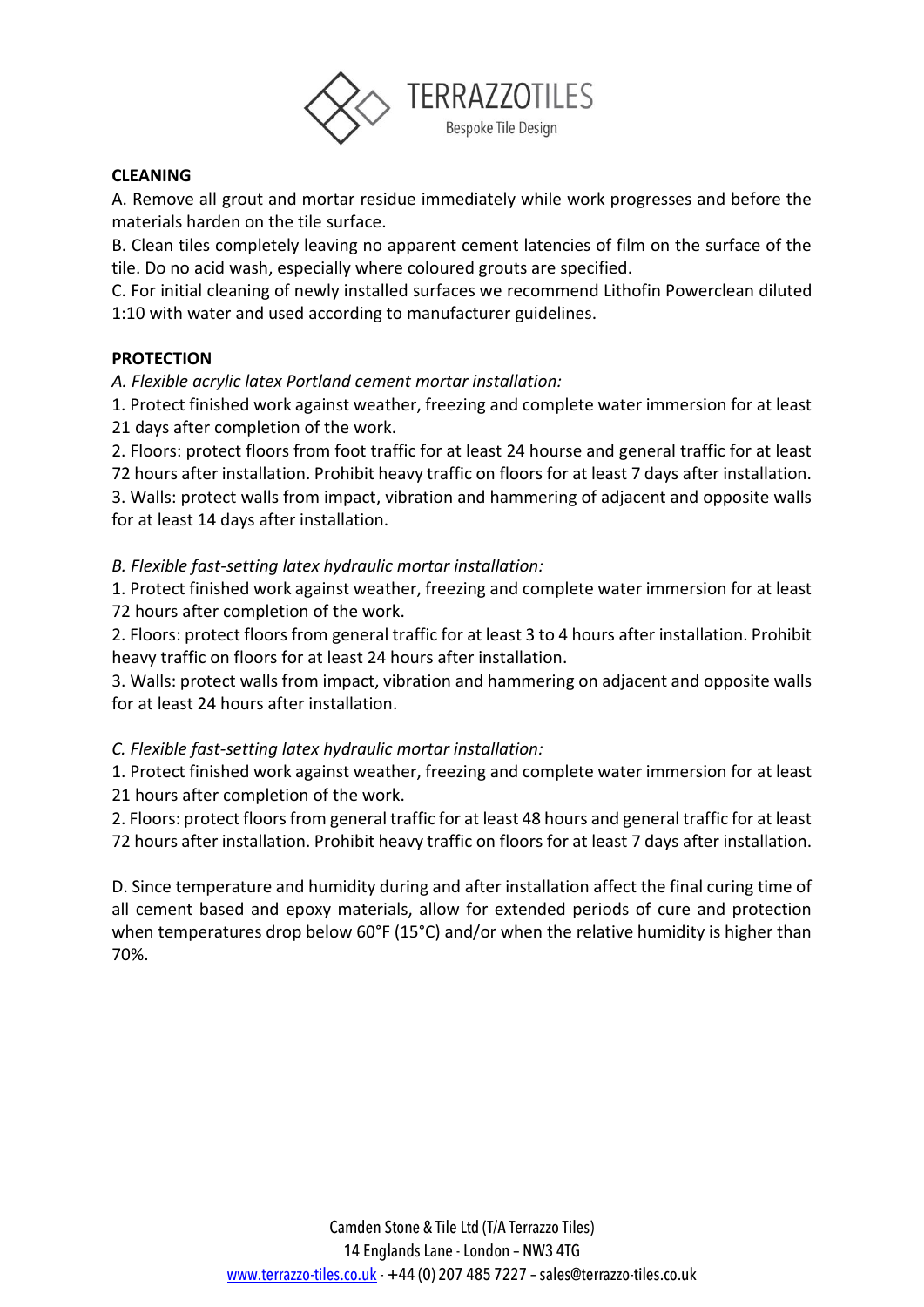## CLEANING

A. Remove all grout and mortar residue immediately while work progresses and before the materials harden on the tile surface.

B. Clean tiles completely leaving no apparent cement latencies of film on the surface of the tile. Do no acid wash, especially where coloured grouts are specified.

C. For initial cleaning of newly installed surfaces we recommend Lithofin Powerclean diluted 1:10 with water and used according to manufacturer guidelines.

## PROTECTION

*A. Flexible acrylic latex Portland cement mortar installation:*

1. Protect finished work against weather, freezing and complete water immersion for at least 21 days after completion of the work.
2. Floors: protect floors from foot traffic for at least 24 hourse and general traffic for at least 72 hours after installation. Prohibit heavy traffic on floors for at least 7 days after installation.
3. Walls: protect walls from impact, vibration and hammering of adjacent and opposite walls for at least 14 days after installation.

*B. Flexible fast-setting latex hydraulic mortar installation:*

1. Protect finished work against weather, freezing and complete water immersion for at least 72 hours after completion of the work.
2. Floors: protect floors from general traffic for at least 3 to 4 hours after installation. Prohibit heavy traffic on floors for at least 24 hours after installation.
3. Walls: protect walls from impact, vibration and hammering on adjacent and opposite walls for at least 24 hours after installation.

*C. Flexible fast-setting latex hydraulic mortar installation:*

1. Protect finished work against weather, freezing and complete water immersion for at least 21 hours after completion of the work.
2. Floors: protect floors from general traffic for at least 48 hours and general traffic for at least 72 hours after installation. Prohibit heavy traffic on floors for at least 7 days after installation.

D. Since temperature and humidity during and after installation affect the final curing time of all cement based and epoxy materials, allow for extended periods of cure and protection when temperatures drop below 60°F (15°C) and/or when the relative humidity is higher than 70%.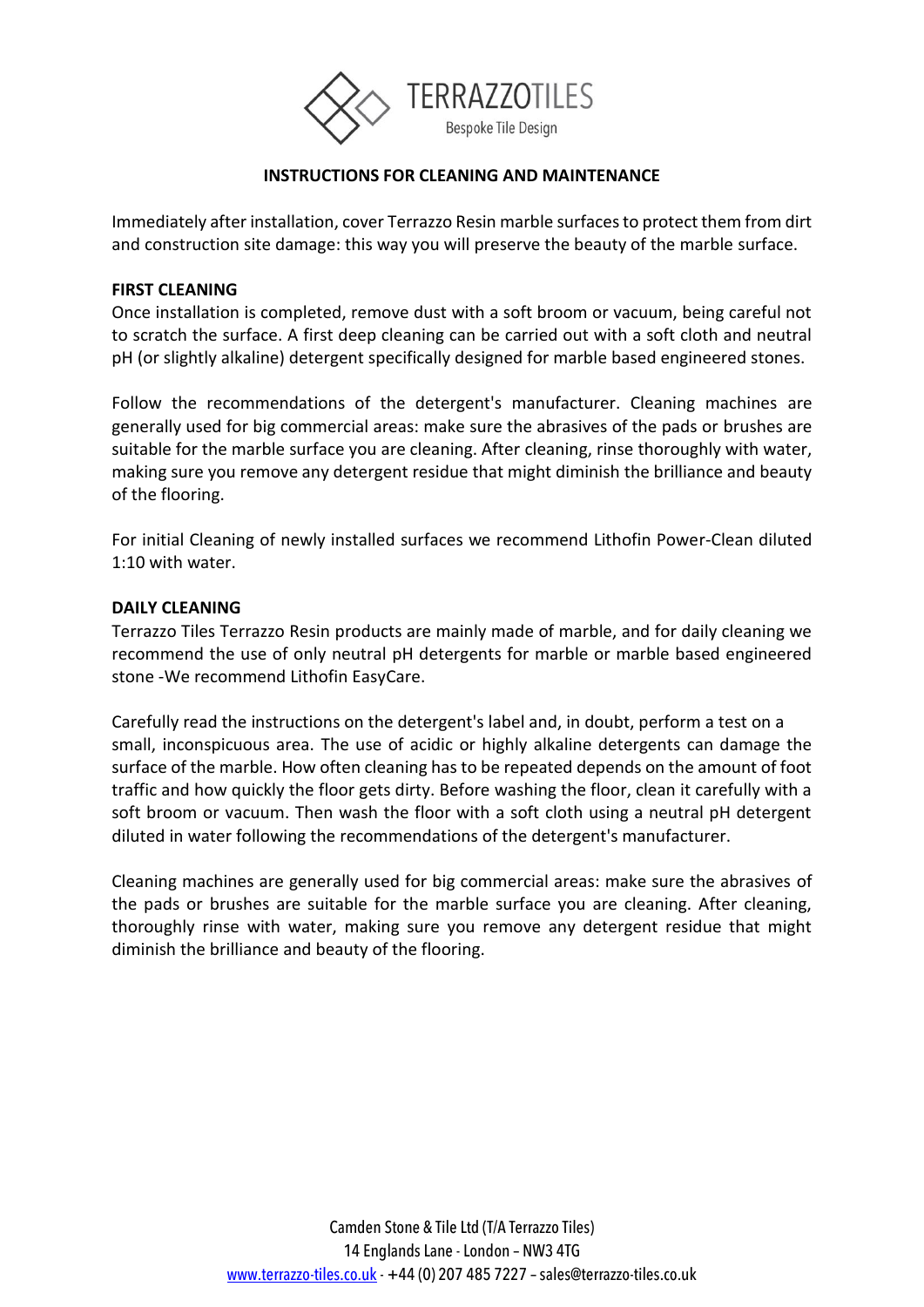## INSTRUCTIONS FOR CLEANING AND MAINTENANCE

Immediately after installation, cover Terrazzo Resin marble surfaces to protect them from dirt and construction site damage: this way you will preserve the beauty of the marble surface.

**FIRST CLEANING**

Once installation is completed, remove dust with a soft broom or vacuum, being careful not to scratch the surface. A first deep cleaning can be carried out with a soft cloth and neutral pH (or slightly alkaline) detergent specifically designed for marble based engineered stones.

Follow the recommendations of the detergent's manufacturer. Cleaning machines are generally used for big commercial areas: make sure the abrasives of the pads or brushes are suitable for the marble surface you are cleaning. After cleaning, rinse thoroughly with water, making sure you remove any detergent residue that might diminish the brilliance and beauty of the flooring.

For initial Cleaning of newly installed surfaces we recommend Lithofin Power-Clean diluted 1:10 with water.

**DAILY CLEANING**

Terrazzo Tiles Terrazzo Resin products are mainly made of marble, and for daily cleaning we recommend the use of only neutral pH detergents for marble or marble based engineered stone -We recommend Lithofin EasyCare.

Carefully read the instructions on the detergent's label and, in doubt, perform a test on a small, inconspicuous area. The use of acidic or highly alkaline detergents can damage the surface of the marble. How often cleaning has to be repeated depends on the amount of foot traffic and how quickly the floor gets dirty. Before washing the floor, clean it carefully with a soft broom or vacuum. Then wash the floor with a soft cloth using a neutral pH detergent diluted in water following the recommendations of the detergent's manufacturer.

Cleaning machines are generally used for big commercial areas: make sure the abrasives of the pads or brushes are suitable for the marble surface you are cleaning. After cleaning, thoroughly rinse with water, making sure you remove any detergent residue that might diminish the brilliance and beauty of the flooring.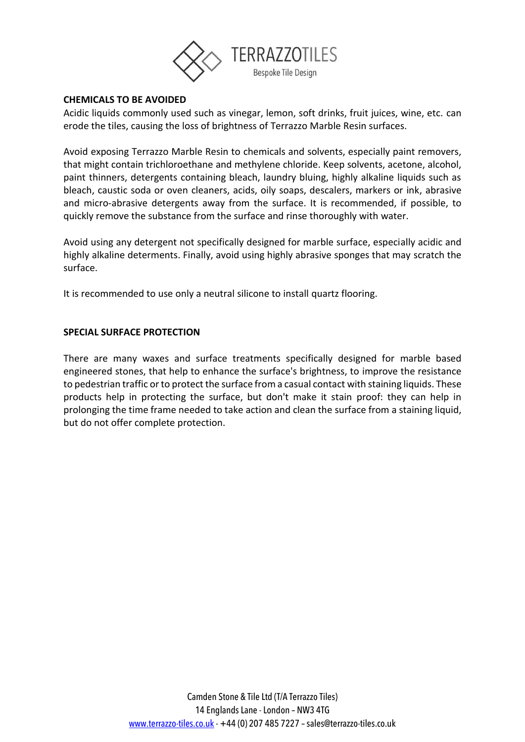## CHEMICALS TO BE AVOIDED

Acidic liquids commonly used such as vinegar, lemon, soft drinks, fruit juices, wine, etc. can erode the tiles, causing the loss of brightness of Terrazzo Marble Resin surfaces.

Avoid exposing Terrazzo Marble Resin to chemicals and solvents, especially paint removers, that might contain trichloroethane and methylene chloride. Keep solvents, acetone, alcohol, paint thinners, detergents containing bleach, laundry bluing, highly alkaline liquids such as bleach, caustic soda or oven cleaners, acids, oily soaps, descalers, markers or ink, abrasive and micro-abrasive detergents away from the surface. It is recommended, if possible, to quickly remove the substance from the surface and rinse thoroughly with water.

Avoid using any detergent not specifically designed for marble surface, especially acidic and highly alkaline determents. Finally, avoid using highly abrasive sponges that may scratch the surface.

It is recommended to use only a neutral silicone to install quartz flooring.

## SPECIAL SURFACE PROTECTION

There are many waxes and surface treatments specifically designed for marble based engineered stones, that help to enhance the surface's brightness, to improve the resistance to pedestrian traffic or to protect the surface from a casual contact with staining liquids. These products help in protecting the surface, but don't make it stain proof: they can help in prolonging the time frame needed to take action and clean the surface from a staining liquid, but do not offer complete protection.